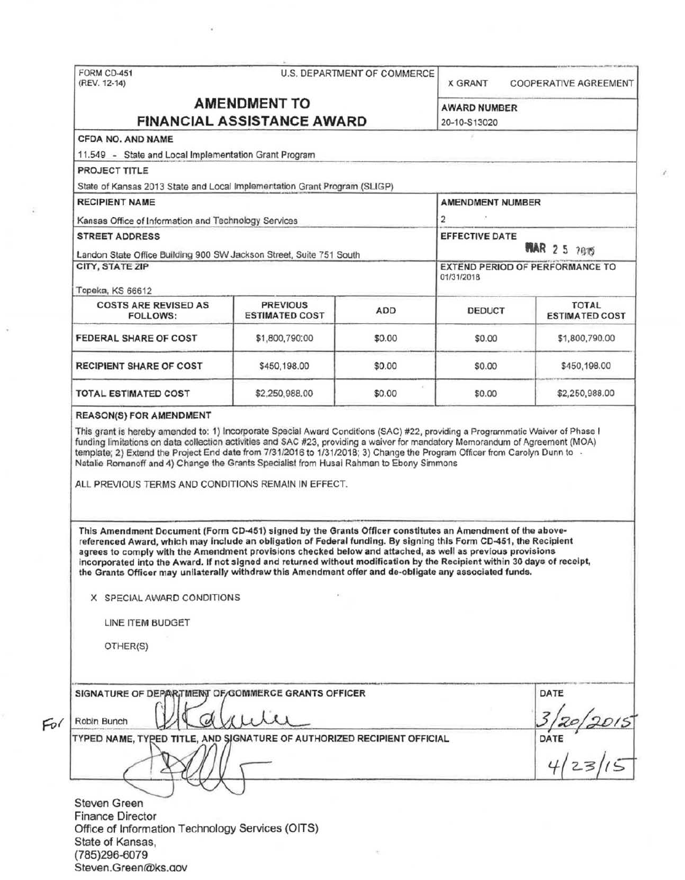FORM CD-451
(REV. 12-14)

U.S. DEPARTMENT OF COMMERCE

X GRANT COOPERATIVE AGREEMENT

# AMENDMENT TO FINANCIAL ASSISTANCE AWARD

**AWARD NUMBER**
20-10-S13020

**CFDA NO. AND NAME**
11.549 - State and Local Implementation Grant Program

**PROJECT TITLE**
State of Kansas 2013 State and Local Implementation Grant Program (SLIGP)

**RECIPIENT NAME**
Kansas Office of Information and Technology Services

**AMENDMENT NUMBER**
2

**STREET ADDRESS**
Landon State Office Building 900 SW Jackson Street, Suite 751 South

**EFFECTIVE DATE**
MAR 25 2015

**CITY, STATE ZIP**
Topeka, KS 66612

**EXTEND PERIOD OF PERFORMANCE TO**
01/31/2018

| COSTS ARE REVISED AS FOLLOWS: | PREVIOUS ESTIMATED COST | ADD | DEDUCT | TOTAL ESTIMATED COST |
|---|---|---|---|---|
| FEDERAL SHARE OF COST | $1,800,790.00 | $0.00 | $0.00 | $1,800,790.00 |
| RECIPIENT SHARE OF COST | $450,198.00 | $0.00 | $0.00 | $450,198.00 |
| TOTAL ESTIMATED COST | $2,250,988.00 | $0.00 | $0.00 | $2,250,988.00 |

**REASON(S) FOR AMENDMENT**

This grant is hereby amended to: 1) Incorporate Special Award Conditions (SAC) #22, providing a Programmatic Waiver of Phase I funding limitations on data collection activities and SAC #23, providing a waiver for mandatory Memorandum of Agreement (MOA) template; 2) Extend the Project End date from 7/31/2016 to 1/31/2018; 3) Change the Program Officer from Carolyn Dunn to Natalie Romanoff and 4) Change the Grants Specialist from Husai Rahman to Ebony Simmons

ALL PREVIOUS TERMS AND CONDITIONS REMAIN IN EFFECT.

**This Amendment Document (Form CD-451) signed by the Grants Officer constitutes an Amendment of the above-referenced Award, which may include an obligation of Federal funding. By signing this Form CD-451, the Recipient agrees to comply with the Amendment provisions checked below and attached, as well as previous provisions incorporated into the Award. If not signed and returned without modification by the Recipient within 30 days of receipt, the Grants Officer may unilaterally withdraw this Amendment offer and de-obligate any associated funds.**

X SPECIAL AWARD CONDITIONS

LINE ITEM BUDGET

OTHER(S)

**SIGNATURE OF DEPARTMENT OF COMMERCE GRANTS OFFICER**
For Robin Bunch

**DATE**
3/20/2015

**TYPED NAME, TYPED TITLE, AND SIGNATURE OF AUTHORIZED RECIPIENT OFFICIAL**

**DATE**
4/23/15

Steven Green
Finance Director
Office of Information Technology Services (OITS)
State of Kansas,
(785)296-6079
Steven.Green@ks.gov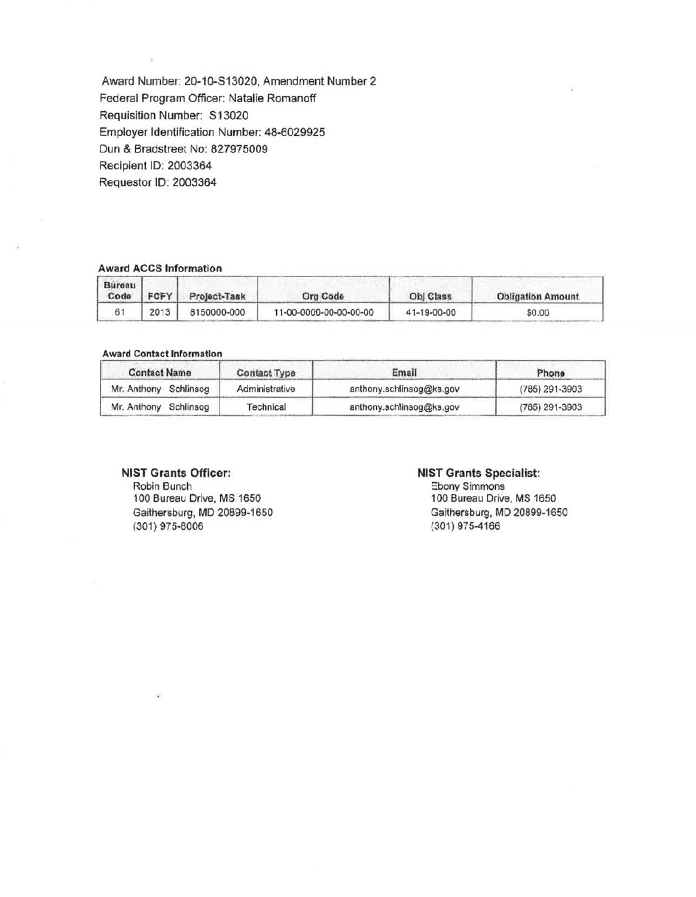Award Number: 20-10-S13020, Amendment Number 2
Federal Program Officer: Natalie Romanoff
Requisition Number: S13020
Employer Identification Number: 48-6029925
Dun & Bradstreet No: 827975009
Recipient ID: 2003364
Requestor ID: 2003364

**Award ACCS Information**

| Bureau Code | FCFY | Project-Task | Org Code | Obj Class | Obligation Amount |
|---|---|---|---|---|---|
| 61 | 2013 | 8150000-000 | 11-00-0000-00-00-00-00 | 41-19-00-00 | $0.00 |

**Award Contact Information**

| Contact Name | Contact Type | Email | Phone |
|---|---|---|---|
| Mr. Anthony Schlinsog | Administrative | anthony.schlinsog@ks.gov | (785) 291-3903 |
| Mr. Anthony Schlinsog | Technical | anthony.schlinsog@ks.gov | (785) 291-3903 |

**NIST Grants Officer:**
Robin Bunch
100 Bureau Drive, MS 1650
Gaithersburg, MD 20899-1650
(301) 975-8006

**NIST Grants Specialist:**
Ebony Simmons
100 Bureau Drive, MS 1650
Gaithersburg, MD 20899-1650
(301) 975-4166